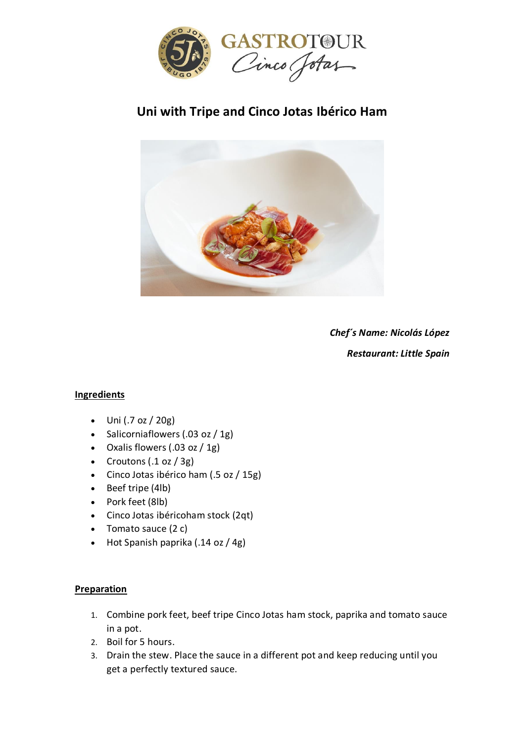# Uni with Tripe and Cinco Jotas Ibérico Ham

*Chef´s Name: Nicolás López*

*Restaurant: Little Spain*

## Ingredients

- Uni (.7 oz / 20g)
- Salicorniaflowers (.03 oz / 1g)
- Oxalis flowers (.03 oz / 1g)
- Croutons (.1 oz / 3g)
- Cinco Jotas ibérico ham (.5 oz / 15g)
- Beef tripe (4lb)
- Pork feet (8lb)
- Cinco Jotas ibéricoham stock (2qt)
- Tomato sauce (2 c)
- Hot Spanish paprika (.14 oz / 4g)

## Preparation

1. Combine pork feet, beef tripe Cinco Jotas ham stock, paprika and tomato sauce in a pot.
2. Boil for 5 hours.
3. Drain the stew. Place the sauce in a different pot and keep reducing until you get a perfectly textured sauce.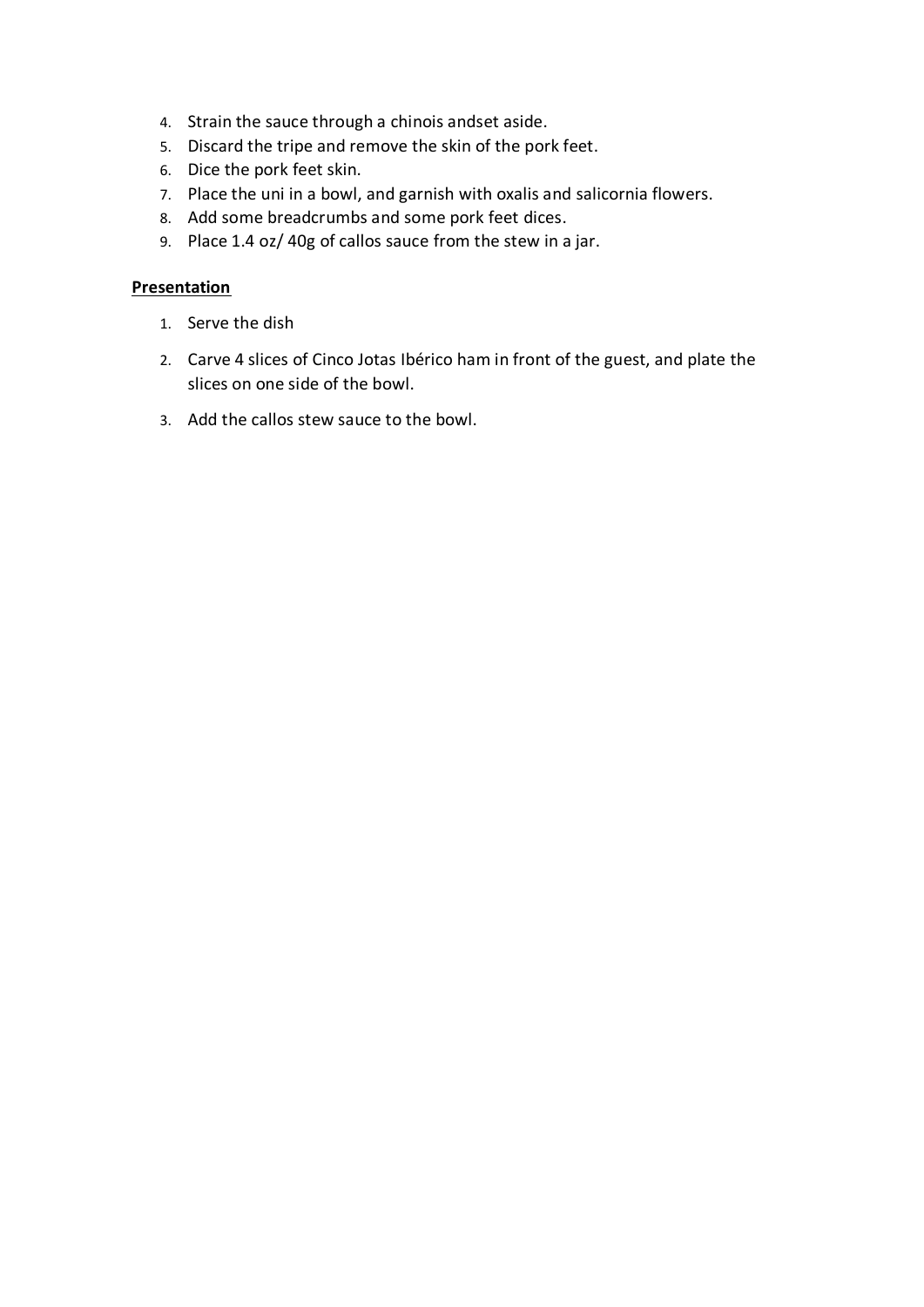4. Strain the sauce through a chinois andset aside.
5. Discard the tripe and remove the skin of the pork feet.
6. Dice the pork feet skin.
7. Place the uni in a bowl, and garnish with oxalis and salicornia flowers.
8. Add some breadcrumbs and some pork feet dices.
9. Place 1.4 oz/ 40g of callos sauce from the stew in a jar.

**Presentation**

1. Serve the dish
2. Carve 4 slices of Cinco Jotas Ibérico ham in front of the guest, and plate the slices on one side of the bowl.
3. Add the callos stew sauce to the bowl.